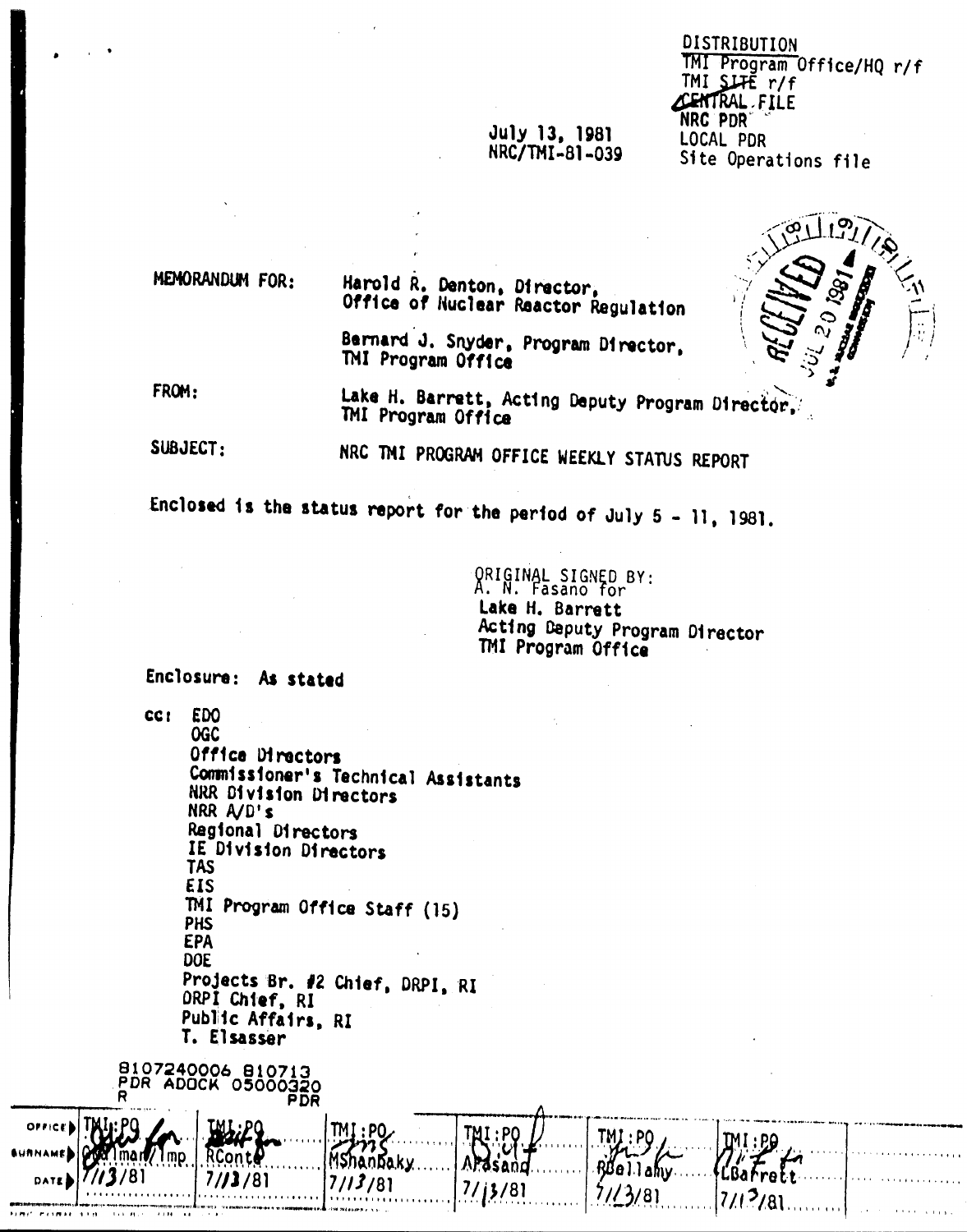DISTRIBUTION
~~TMI Program Office/HQ r/f~~
TMI ~~SITE~~ r/f
~~CENTRAL~~ FILE
NRC PDR
LOCAL PDR
Site Operations file

July 13, 1981
NRC/TMI-81-039

RECEIVED JUL 20 1981

MEMORANDUM FOR: Harold R. Denton, Director, Office of Nuclear Reactor Regulation

Bernard J. Snyder, Program Director, TMI Program Office

FROM: Lake H. Barrett, Acting Deputy Program Director, TMI Program Office

SUBJECT: NRC TMI PROGRAM OFFICE WEEKLY STATUS REPORT

Enclosed is the status report for the period of July 5 - 11, 1981.

ORIGINAL SIGNED BY:
A. N. Fasano for
Lake H. Barrett
Acting Deputy Program Director
TMI Program Office

Enclosure: As stated

cc:
- EDO
- OGC
- Office Directors
- Commissioner's Technical Assistants
- NRR Division Directors
- NRR A/D's
- Regional Directors
- IE Division Directors
- TAS
- EIS
- TMI Program Office Staff (15)
- PHS
- EPA
- DOE
- Projects Br. #2 Chief, DRPI, RI
- DRPI Chief, RI
- Public Affairs, RI
- T. Elsasser

8107240006 810713
PDR ADOCK 05000320
R PDR

| OFFICE | TMI:PO | TMI:PO | TMI:PO | TMI:PO | TMI:PO | TMI:PO |
|---|---|---|---|---|---|---|
| SURNAME | Chairman/Imp | RConte | MShanbaky | AFasano | RBellamy | LBarrett |
| DATE | 7/13/81 | 7/13/81 | 7/13/81 | 7/13/81 | 7/13/81 | 7/13/81 |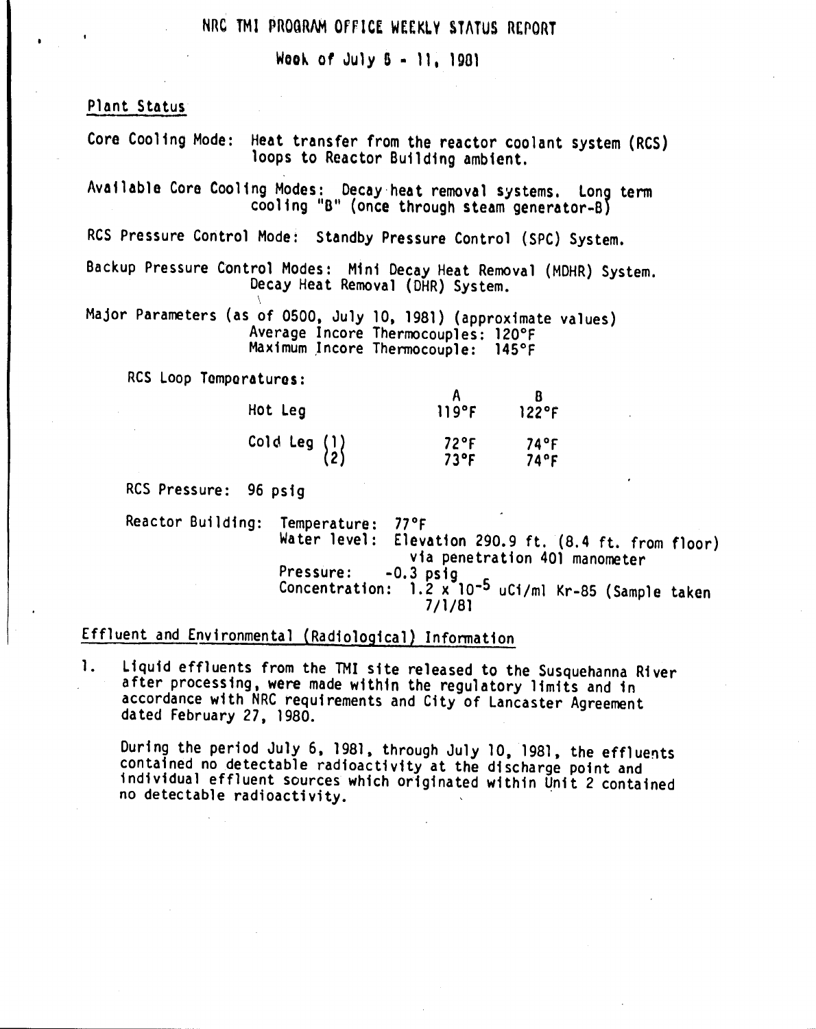# NRC TMI PROGRAM OFFICE WEEKLY STATUS REPORT

## Week of July 5 - 11, 1981

### Plant Status

Core Cooling Mode: Heat transfer from the reactor coolant system (RCS) loops to Reactor Building ambient.

Available Core Cooling Modes: Decay heat removal systems. Long term cooling "B" (once through steam generator-B)

RCS Pressure Control Mode: Standby Pressure Control (SPC) System.

Backup Pressure Control Modes: Mini Decay Heat Removal (MDHR) System. Decay Heat Removal (DHR) System.

Major Parameters (as of 0500, July 10, 1981) (approximate values)
Average Incore Thermocouples: 120°F
Maximum Incore Thermocouple: 145°F

RCS Loop Temperatures:

| | A | B |
|---|---|---|
| Hot Leg | 119°F | 122°F |
| Cold Leg (1) | 72°F | 74°F |
| Cold Leg (2) | 73°F | 74°F |

RCS Pressure: 96 psig

Reactor Building:
- Temperature: 77°F
- Water level: Elevation 290.9 ft. (8.4 ft. from floor) via penetration 401 manometer
- Pressure: -0.3 psig
- Concentration: $1.2 \times 10^{-5}$ uCi/ml Kr-85 (Sample taken 7/1/81

### Effluent and Environmental (Radiological) Information

1. Liquid effluents from the TMI site released to the Susquehanna River after processing, were made within the regulatory limits and in accordance with NRC requirements and City of Lancaster Agreement dated February 27, 1980.

   During the period July 6, 1981, through July 10, 1981, the effluents contained no detectable radioactivity at the discharge point and individual effluent sources which originated within Unit 2 contained no detectable radioactivity.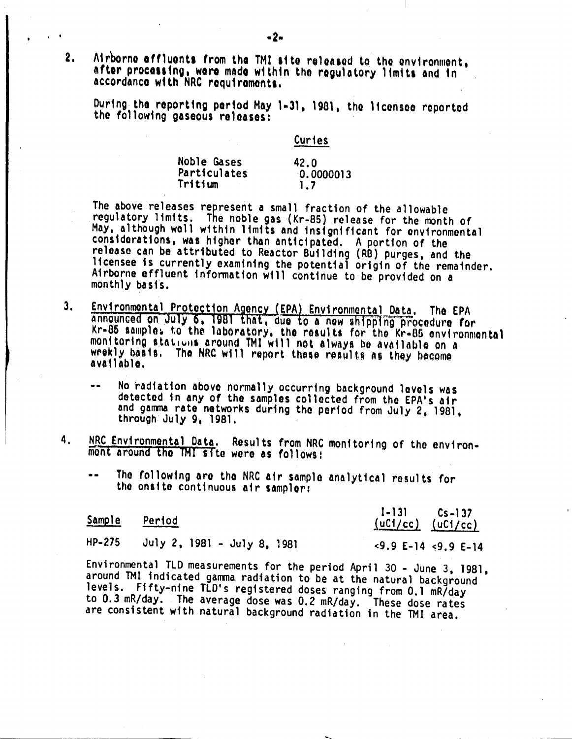2. Airborne effluents from the TMI site released to the environment, after processing, were made within the regulatory limits and in accordance with NRC requirements.

   During the reporting period May 1-31, 1981, the licensee reported the following gaseous releases:

   | | Curies |
   |---|---|
   | Noble Gases | 42.0 |
   | Particulates | 0.0000013 |
   | Tritium | 1.7 |

   The above releases represent a small fraction of the allowable regulatory limits. The noble gas (Kr-85) release for the month of May, although well within limits and insignificant for environmental considerations, was higher than anticipated. A portion of the release can be attributed to Reactor Building (RB) purges, and the licensee is currently examining the potential origin of the remainder. Airborne effluent information will continue to be provided on a monthly basis.

3. Environmental Protection Agency (EPA) Environmental Data. The EPA announced on July 6, 1981 that, due to a new shipping procedure for Kr-85 samples to the laboratory, the results for the Kr-85 environmental monitoring stations around TMI will not always be available on a weekly basis. The NRC will report these results as they become available.

   -- No radiation above normally occurring background levels was detected in any of the samples collected from the EPA's air and gamma rate networks during the period from July 2, 1981, through July 9, 1981.

4. NRC Environmental Data. Results from NRC monitoring of the environment around the TMI site were as follows:

   -- The following are the NRC air sample analytical results for the onsite continuous air sampler:

   | Sample | Period | I-131 (uCi/cc) | Cs-137 (uCi/cc) |
   |---|---|---|---|
   | HP-275 | July 2, 1981 - July 8, 1981 | <9.9 E-14 | <9.9 E-14 |

   Environmental TLD measurements for the period April 30 - June 3, 1981, around TMI indicated gamma radiation to be at the natural background levels. Fifty-nine TLD's registered doses ranging from 0.1 mR/day to 0.3 mR/day. The average dose was 0.2 mR/day. These dose rates are consistent with natural background radiation in the TMI area.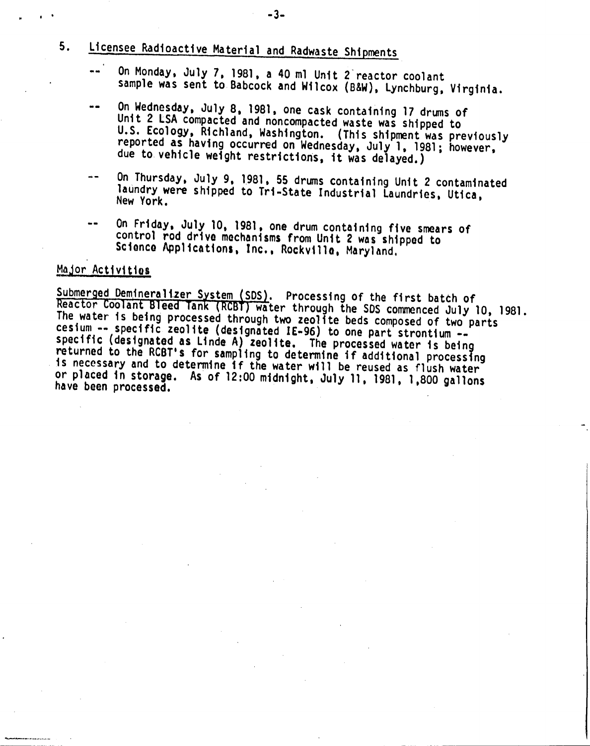5. Licensee Radioactive Material and Radwaste Shipments

-- On Monday, July 7, 1981, a 40 ml Unit 2 reactor coolant sample was sent to Babcock and Wilcox (B&W), Lynchburg, Virginia.

-- On Wednesday, July 8, 1981, one cask containing 17 drums of Unit 2 LSA compacted and noncompacted waste was shipped to U.S. Ecology, Richland, Washington. (This shipment was previously reported as having occurred on Wednesday, July 1, 1981; however, due to vehicle weight restrictions, it was delayed.)

-- On Thursday, July 9, 1981, 55 drums containing Unit 2 contaminated laundry were shipped to Tri-State Industrial Laundries, Utica, New York.

-- On Friday, July 10, 1981, one drum containing five smears of control rod drive mechanisms from Unit 2 was shipped to Science Applications, Inc., Rockville, Maryland.

Major Activities

Submerged Demineralizer System (SDS). Processing of the first batch of Reactor Coolant Bleed Tank (RCBT) water through the SDS commenced July 10, 1981. The water is being processed through two zeolite beds composed of two parts cesium -- specific zeolite (designated IE-96) to one part strontium -- specific (designated as Linde A) zeolite. The processed water is being returned to the RCBT's for sampling to determine if additional processing is necessary and to determine if the water will be reused as flush water or placed in storage. As of 12:00 midnight, July 11, 1981, 1,800 gallons have been processed.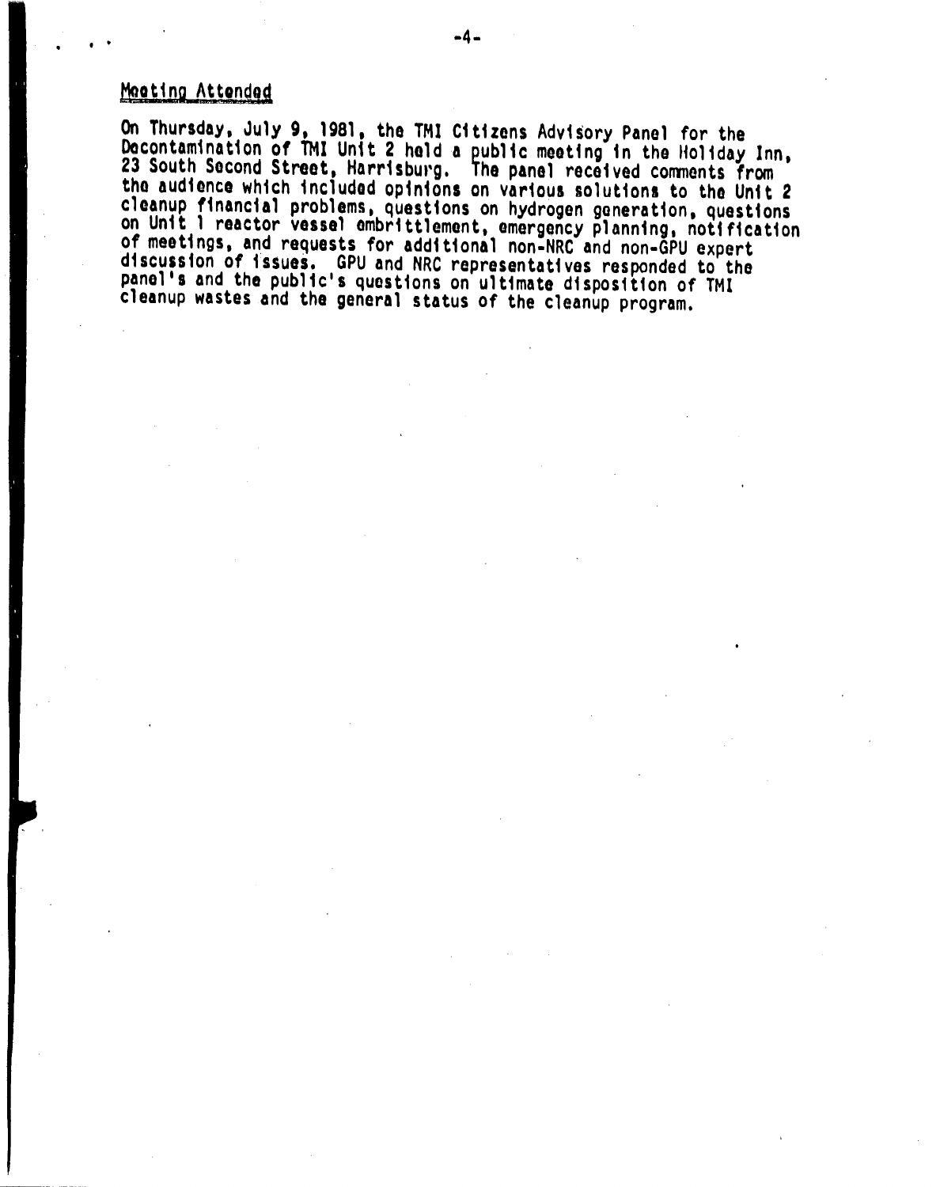## Meeting Attended

On Thursday, July 9, 1981, the TMI Citizens Advisory Panel for the Decontamination of TMI Unit 2 held a public meeting in the Holiday Inn, 23 South Second Street, Harrisburg. The panel received comments from the audience which included opinions on various solutions to the Unit 2 cleanup financial problems, questions on hydrogen generation, questions on Unit 1 reactor vessel embrittlement, emergency planning, notification of meetings, and requests for additional non-NRC and non-GPU expert discussion of issues. GPU and NRC representatives responded to the panel's and the public's questions on ultimate disposition of TMI cleanup wastes and the general status of the cleanup program.